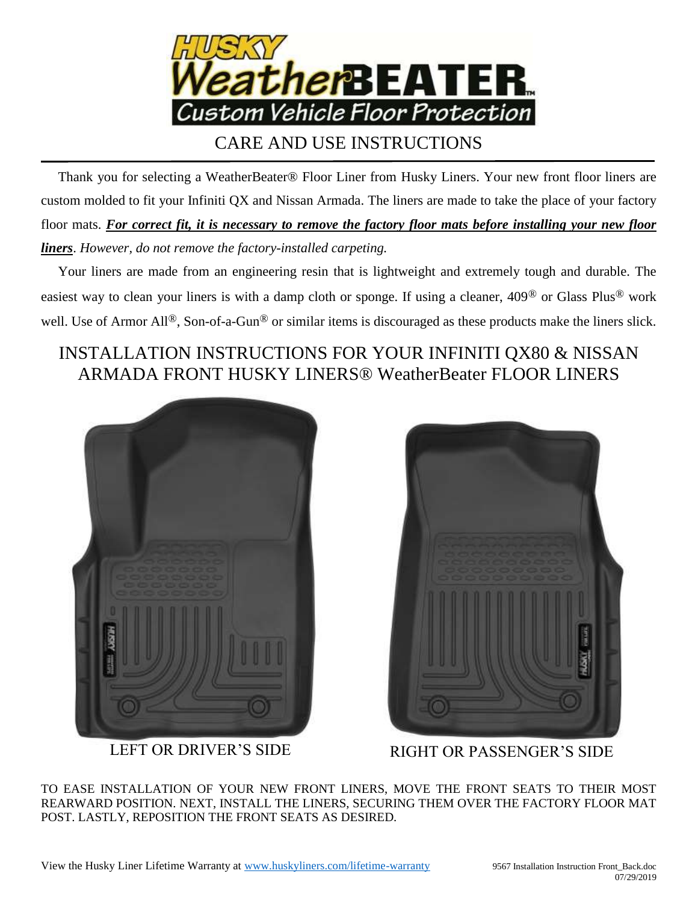# HUSKY WeatherBEATER™ Custom Vehicle Floor Protection

## CARE AND USE INSTRUCTIONS

Thank you for selecting a WeatherBeater® Floor Liner from Husky Liners. Your new front floor liners are custom molded to fit your Infiniti QX and Nissan Armada. The liners are made to take the place of your factory floor mats. ***For correct fit, it is necessary to remove the factory floor mats before installing your new floor liners***. *However, do not remove the factory-installed carpeting.*

Your liners are made from an engineering resin that is lightweight and extremely tough and durable. The easiest way to clean your liners is with a damp cloth or sponge. If using a cleaner, 409® or Glass Plus® work well. Use of Armor All®, Son-of-a-Gun® or similar items is discouraged as these products make the liners slick.

## INSTALLATION INSTRUCTIONS FOR YOUR INFINITI QX80 & NISSAN ARMADA FRONT HUSKY LINERS® WeatherBeater FLOOR LINERS

LEFT OR DRIVER'S SIDE

RIGHT OR PASSENGER'S SIDE

TO EASE INSTALLATION OF YOUR NEW FRONT LINERS, MOVE THE FRONT SEATS TO THEIR MOST REARWARD POSITION. NEXT, INSTALL THE LINERS, SECURING THEM OVER THE FACTORY FLOOR MAT POST. LASTLY, REPOSITION THE FRONT SEATS AS DESIRED.

View the Husky Liner Lifetime Warranty at [www.huskyliners.com/lifetime-warranty](http://www.huskyliners.com/lifetime-warranty)

9567 Installation Instruction Front_Back.doc
07/29/2019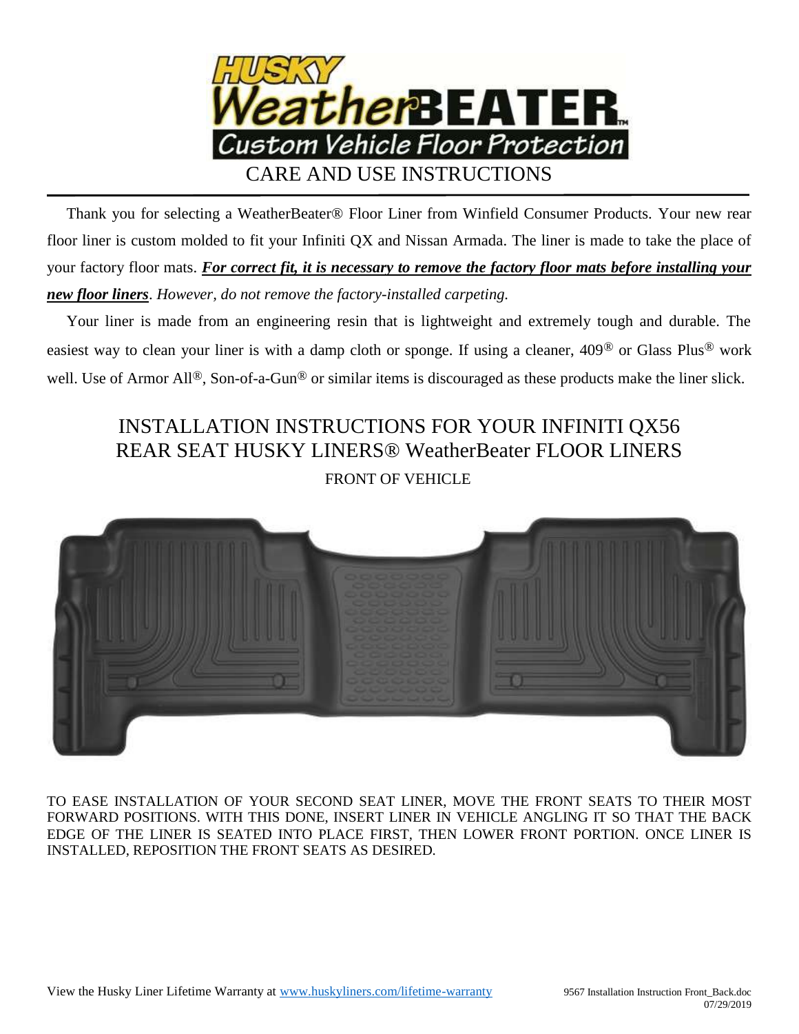# HUSKY WeatherBEATER™ Custom Vehicle Floor Protection

## CARE AND USE INSTRUCTIONS

Thank you for selecting a WeatherBeater® Floor Liner from Winfield Consumer Products. Your new rear floor liner is custom molded to fit your Infiniti QX and Nissan Armada. The liner is made to take the place of your factory floor mats. ***For correct fit, it is necessary to remove the factory floor mats before installing your new floor liners***. *However, do not remove the factory-installed carpeting.*

Your liner is made from an engineering resin that is lightweight and extremely tough and durable. The easiest way to clean your liner is with a damp cloth or sponge. If using a cleaner, 409® or Glass Plus® work well. Use of Armor All®, Son-of-a-Gun® or similar items is discouraged as these products make the liner slick.

## INSTALLATION INSTRUCTIONS FOR YOUR INFINITI QX56 REAR SEAT HUSKY LINERS® WeatherBeater FLOOR LINERS

FRONT OF VEHICLE

TO EASE INSTALLATION OF YOUR SECOND SEAT LINER, MOVE THE FRONT SEATS TO THEIR MOST FORWARD POSITIONS. WITH THIS DONE, INSERT LINER IN VEHICLE ANGLING IT SO THAT THE BACK EDGE OF THE LINER IS SEATED INTO PLACE FIRST, THEN LOWER FRONT PORTION. ONCE LINER IS INSTALLED, REPOSITION THE FRONT SEATS AS DESIRED.

View the Husky Liner Lifetime Warranty at www.huskyliners.com/lifetime-warranty

9567 Installation Instruction Front_Back.doc
07/29/2019